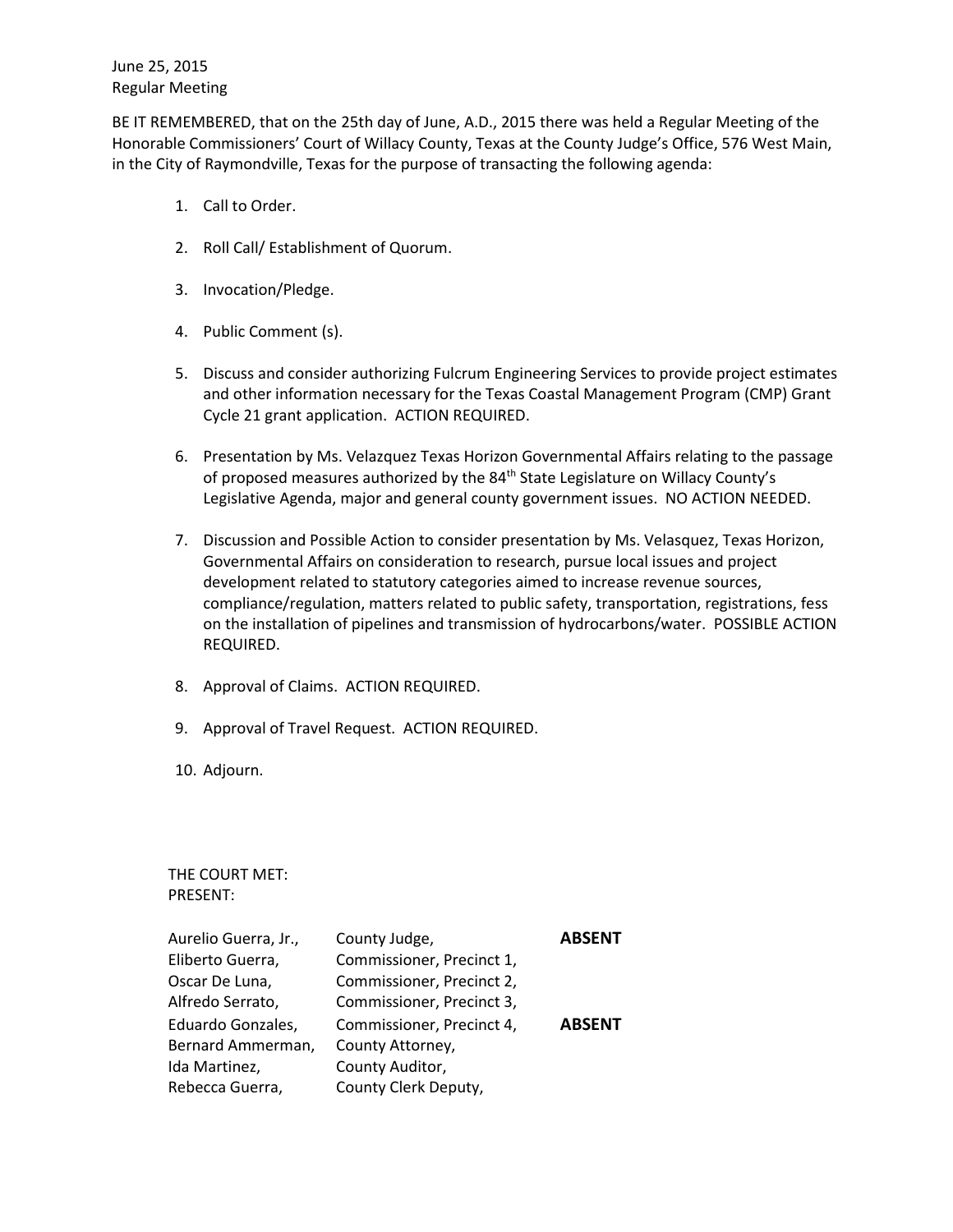June 25, 2015
Regular Meeting

BE IT REMEMBERED, that on the 25th day of June, A.D., 2015 there was held a Regular Meeting of the Honorable Commissioners' Court of Willacy County, Texas at the County Judge's Office, 576 West Main, in the City of Raymondville, Texas for the purpose of transacting the following agenda:

1. Call to Order.
2. Roll Call/ Establishment of Quorum.
3. Invocation/Pledge.
4. Public Comment (s).
5. Discuss and consider authorizing Fulcrum Engineering Services to provide project estimates and other information necessary for the Texas Coastal Management Program (CMP) Grant Cycle 21 grant application. ACTION REQUIRED.
6. Presentation by Ms. Velazquez Texas Horizon Governmental Affairs relating to the passage of proposed measures authorized by the 84th State Legislature on Willacy County's Legislative Agenda, major and general county government issues. NO ACTION NEEDED.
7. Discussion and Possible Action to consider presentation by Ms. Velasquez, Texas Horizon, Governmental Affairs on consideration to research, pursue local issues and project development related to statutory categories aimed to increase revenue sources, compliance/regulation, matters related to public safety, transportation, registrations, fess on the installation of pipelines and transmission of hydrocarbons/water. POSSIBLE ACTION REQUIRED.
8. Approval of Claims. ACTION REQUIRED.
9. Approval of Travel Request. ACTION REQUIRED.
10. Adjourn.

THE COURT MET:
PRESENT:

| | | |
|---|---|---|
| Aurelio Guerra, Jr., | County Judge, | **ABSENT** |
| Eliberto Guerra, | Commissioner, Precinct 1, | |
| Oscar De Luna, | Commissioner, Precinct 2, | |
| Alfredo Serrato, | Commissioner, Precinct 3, | |
| Eduardo Gonzales, | Commissioner, Precinct 4, | **ABSENT** |
| Bernard Ammerman, | County Attorney, | |
| Ida Martinez, | County Auditor, | |
| Rebecca Guerra, | County Clerk Deputy, | |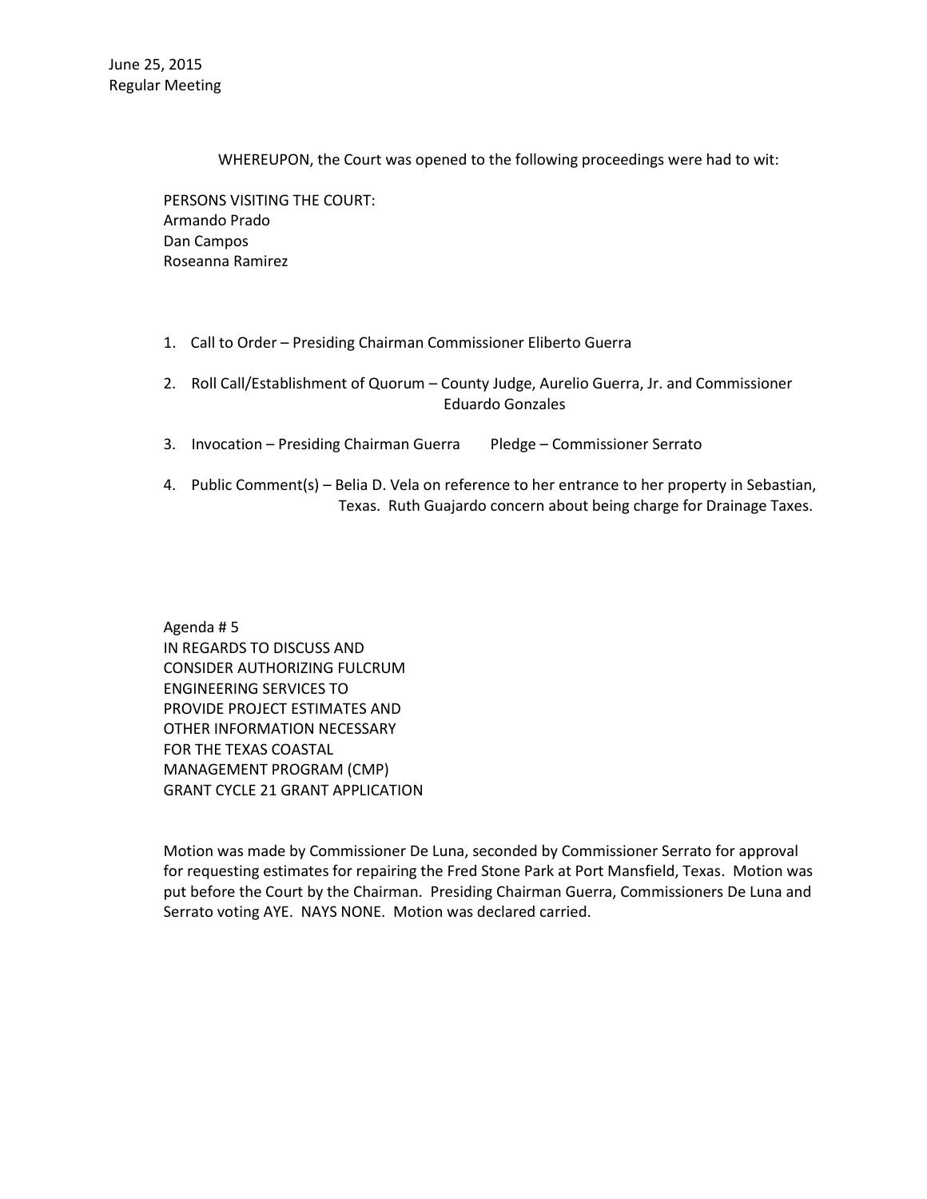June 25, 2015
Regular Meeting

WHEREUPON, the Court was opened to the following proceedings were had to wit:

PERSONS VISITING THE COURT:
Armando Prado
Dan Campos
Roseanna Ramirez

1. Call to Order – Presiding Chairman Commissioner Eliberto Guerra

2. Roll Call/Establishment of Quorum – County Judge, Aurelio Guerra, Jr. and Commissioner Eduardo Gonzales

3. Invocation – Presiding Chairman Guerra   Pledge – Commissioner Serrato

4. Public Comment(s) – Belia D. Vela on reference to her entrance to her property in Sebastian, Texas. Ruth Guajardo concern about being charge for Drainage Taxes.

Agenda # 5
IN REGARDS TO DISCUSS AND CONSIDER AUTHORIZING FULCRUM ENGINEERING SERVICES TO PROVIDE PROJECT ESTIMATES AND OTHER INFORMATION NECESSARY FOR THE TEXAS COASTAL MANAGEMENT PROGRAM (CMP) GRANT CYCLE 21 GRANT APPLICATION

Motion was made by Commissioner De Luna, seconded by Commissioner Serrato for approval for requesting estimates for repairing the Fred Stone Park at Port Mansfield, Texas. Motion was put before the Court by the Chairman. Presiding Chairman Guerra, Commissioners De Luna and Serrato voting AYE. NAYS NONE. Motion was declared carried.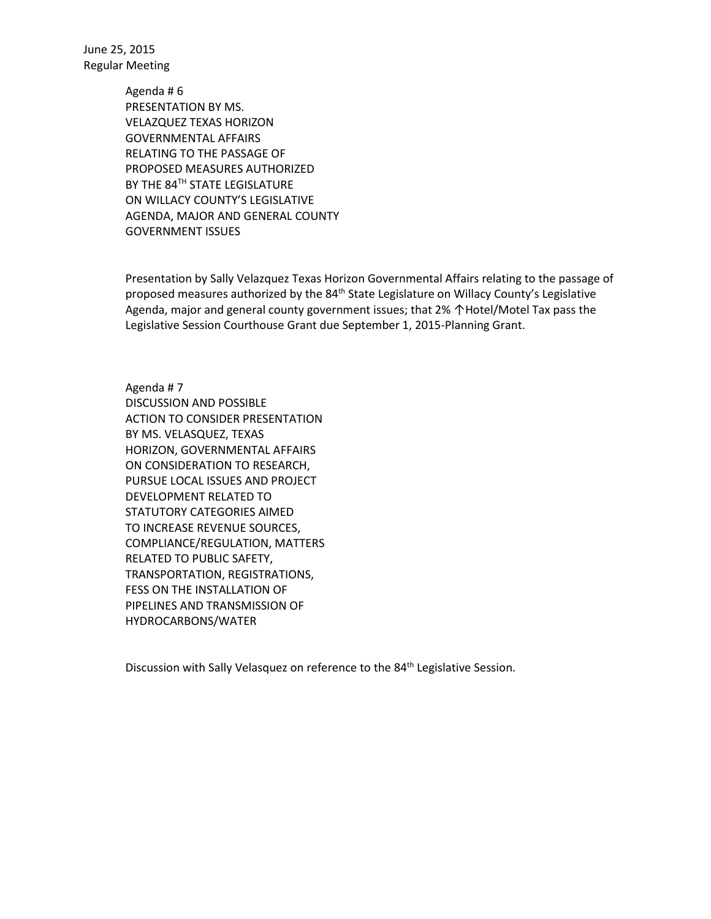June 25, 2015
Regular Meeting

Agenda # 6
PRESENTATION BY MS.
VELAZQUEZ TEXAS HORIZON
GOVERNMENTAL AFFAIRS
RELATING TO THE PASSAGE OF
PROPOSED MEASURES AUTHORIZED
BY THE 84[TH] STATE LEGISLATURE
ON WILLACY COUNTY'S LEGISLATIVE
AGENDA, MAJOR AND GENERAL COUNTY
GOVERNMENT ISSUES

Presentation by Sally Velazquez Texas Horizon Governmental Affairs relating to the passage of proposed measures authorized by the 84[th] State Legislature on Willacy County's Legislative Agenda, major and general county government issues; that 2% ↑Hotel/Motel Tax pass the Legislative Session Courthouse Grant due September 1, 2015-Planning Grant.

Agenda # 7
DISCUSSION AND POSSIBLE
ACTION TO CONSIDER PRESENTATION
BY MS. VELASQUEZ, TEXAS
HORIZON, GOVERNMENTAL AFFAIRS
ON CONSIDERATION TO RESEARCH,
PURSUE LOCAL ISSUES AND PROJECT
DEVELOPMENT RELATED TO
STATUTORY CATEGORIES AIMED
TO INCREASE REVENUE SOURCES,
COMPLIANCE/REGULATION, MATTERS
RELATED TO PUBLIC SAFETY,
TRANSPORTATION, REGISTRATIONS,
FESS ON THE INSTALLATION OF
PIPELINES AND TRANSMISSION OF
HYDROCARBONS/WATER

Discussion with Sally Velasquez on reference to the 84[th] Legislative Session.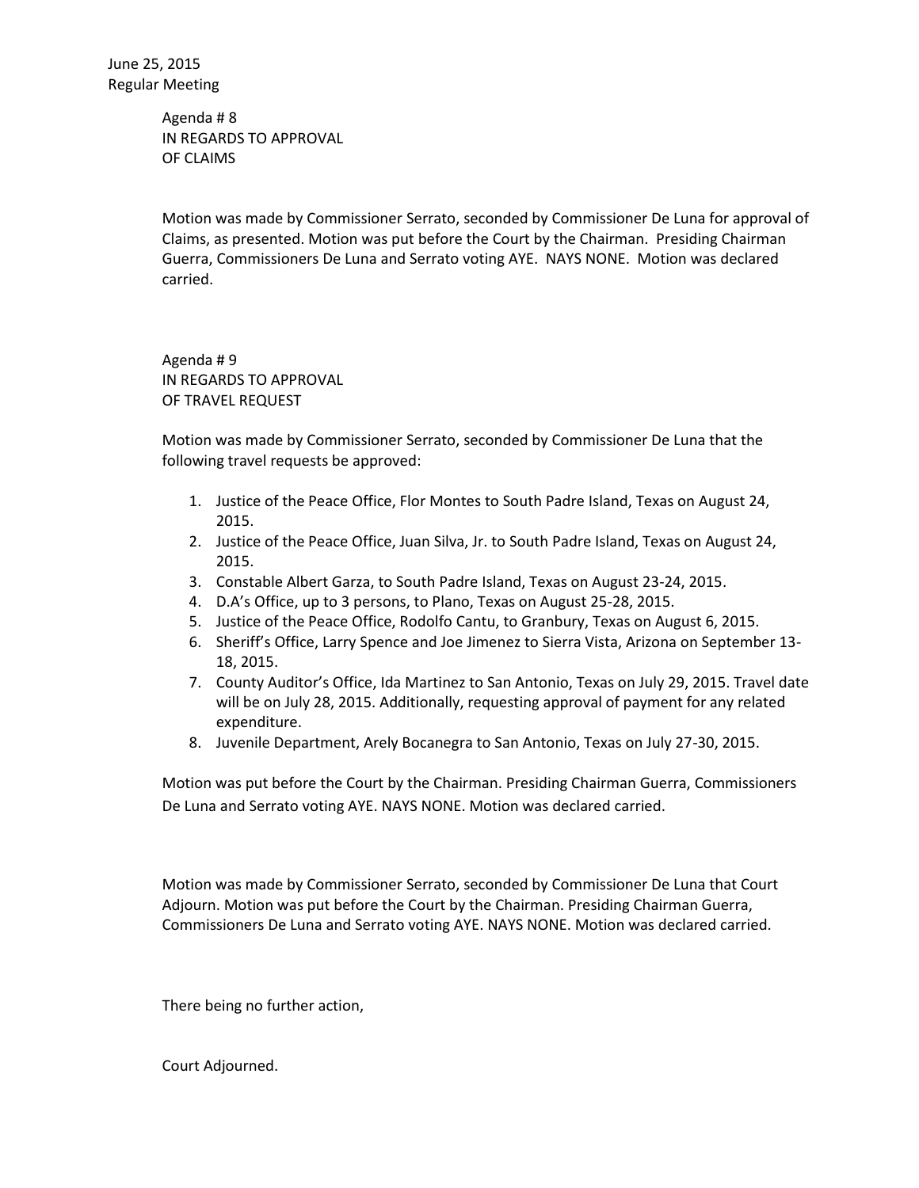June 25, 2015
Regular Meeting

Agenda # 8
IN REGARDS TO APPROVAL
OF CLAIMS

Motion was made by Commissioner Serrato, seconded by Commissioner De Luna for approval of Claims, as presented. Motion was put before the Court by the Chairman. Presiding Chairman Guerra, Commissioners De Luna and Serrato voting AYE. NAYS NONE. Motion was declared carried.

Agenda # 9
IN REGARDS TO APPROVAL
OF TRAVEL REQUEST

Motion was made by Commissioner Serrato, seconded by Commissioner De Luna that the following travel requests be approved:

1. Justice of the Peace Office, Flor Montes to South Padre Island, Texas on August 24, 2015.
2. Justice of the Peace Office, Juan Silva, Jr. to South Padre Island, Texas on August 24, 2015.
3. Constable Albert Garza, to South Padre Island, Texas on August 23-24, 2015.
4. D.A's Office, up to 3 persons, to Plano, Texas on August 25-28, 2015.
5. Justice of the Peace Office, Rodolfo Cantu, to Granbury, Texas on August 6, 2015.
6. Sheriff's Office, Larry Spence and Joe Jimenez to Sierra Vista, Arizona on September 13-18, 2015.
7. County Auditor's Office, Ida Martinez to San Antonio, Texas on July 29, 2015. Travel date will be on July 28, 2015. Additionally, requesting approval of payment for any related expenditure.
8. Juvenile Department, Arely Bocanegra to San Antonio, Texas on July 27-30, 2015.

Motion was put before the Court by the Chairman. Presiding Chairman Guerra, Commissioners De Luna and Serrato voting AYE. NAYS NONE. Motion was declared carried.

Motion was made by Commissioner Serrato, seconded by Commissioner De Luna that Court Adjourn. Motion was put before the Court by the Chairman. Presiding Chairman Guerra, Commissioners De Luna and Serrato voting AYE. NAYS NONE. Motion was declared carried.

There being no further action,

Court Adjourned.